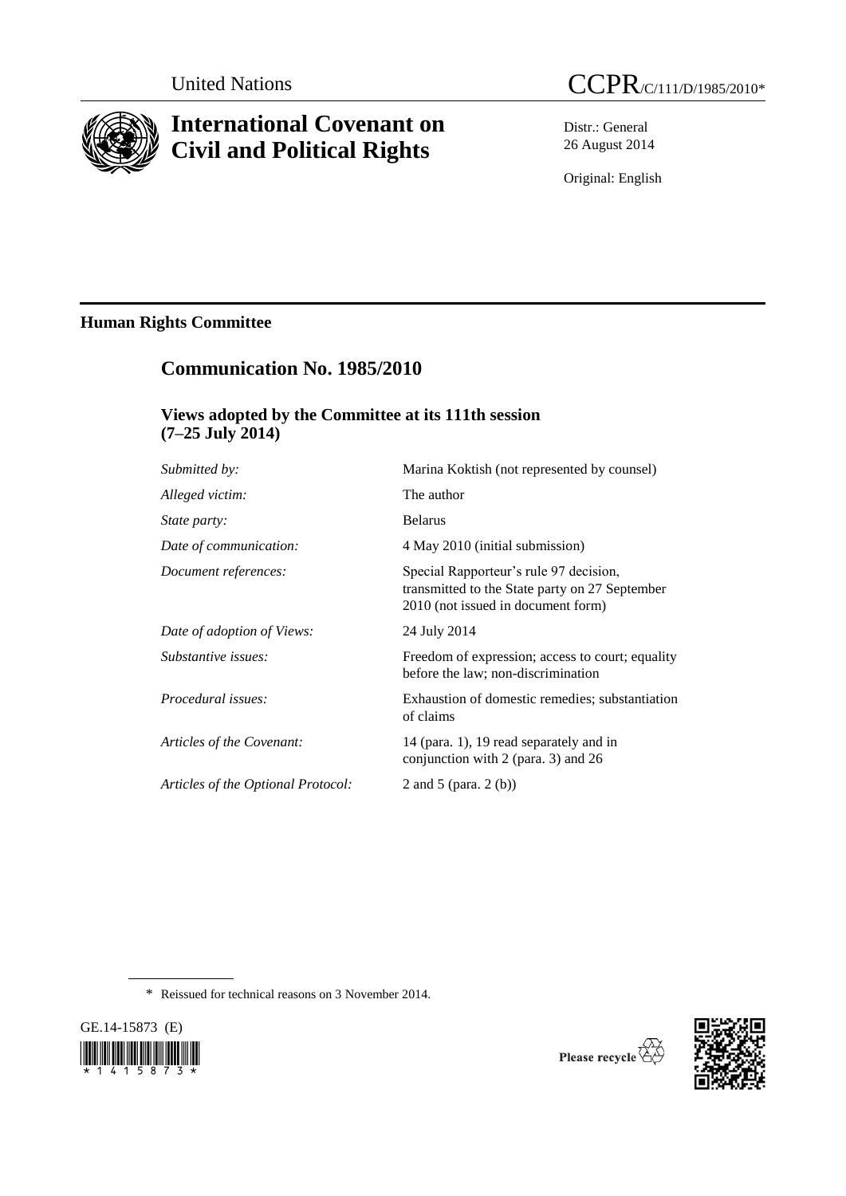United Nations

CCPR/C/111/D/1985/2010*

# International Covenant on Civil and Political Rights

Distr.: General
26 August 2014

Original: English

## Human Rights Committee

## Communication No. 1985/2010

### Views adopted by the Committee at its 111th session (7–25 July 2014)

| | |
|---|---|
| *Submitted by:* | Marina Koktish (not represented by counsel) |
| *Alleged victim:* | The author |
| *State party:* | Belarus |
| *Date of communication:* | 4 May 2010 (initial submission) |
| *Document references:* | Special Rapporteur's rule 97 decision, transmitted to the State party on 27 September 2010 (not issued in document form) |
| *Date of adoption of Views:* | 24 July 2014 |
| *Substantive issues:* | Freedom of expression; access to court; equality before the law; non-discrimination |
| *Procedural issues:* | Exhaustion of domestic remedies; substantiation of claims |
| *Articles of the Covenant:* | 14 (para. 1), 19 read separately and in conjunction with 2 (para. 3) and 26 |
| *Articles of the Optional Protocol:* | 2 and 5 (para. 2 (b)) |

\* Reissued for technical reasons on 3 November 2014.

GE.14-15873 (E)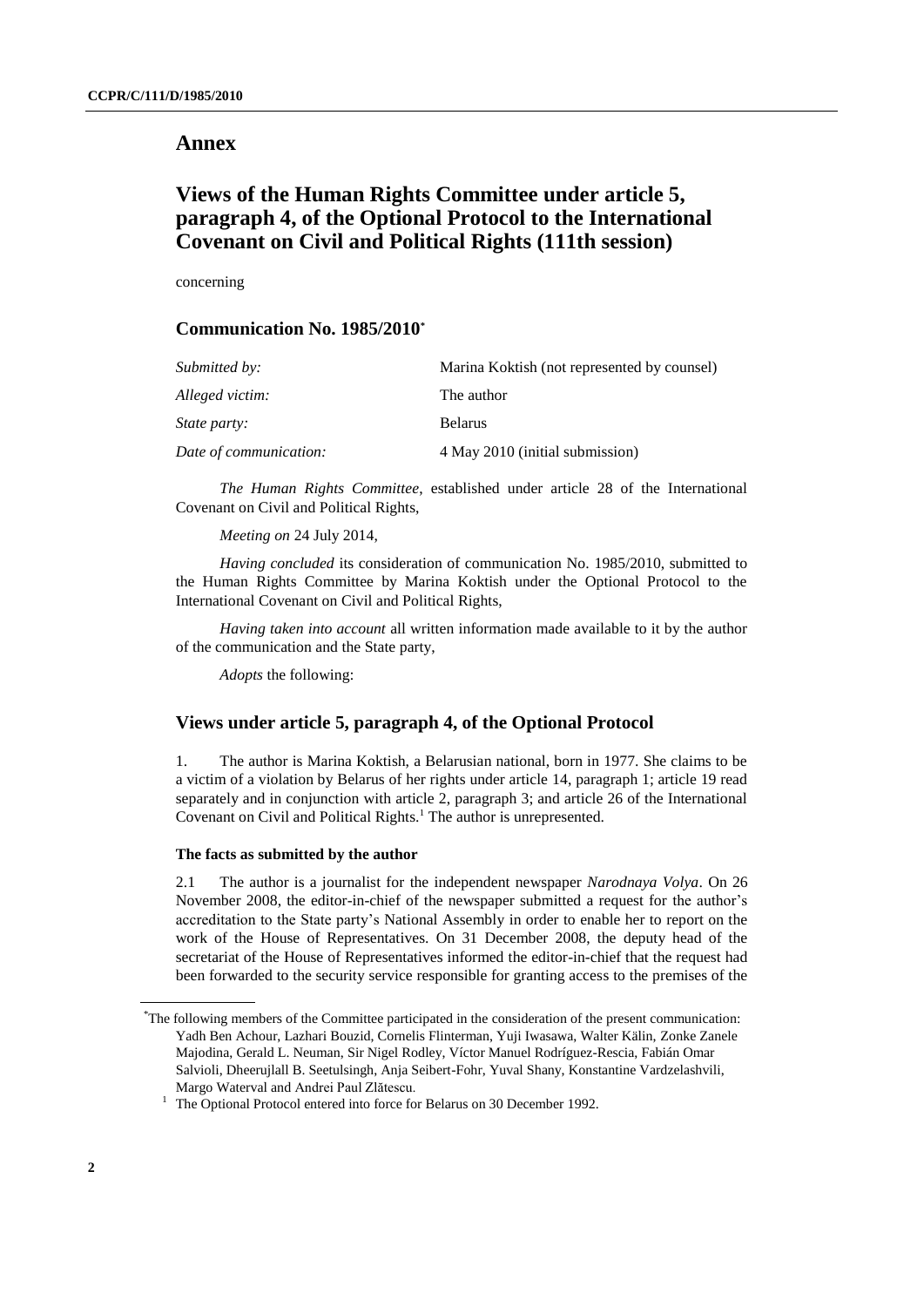# Annex

# Views of the Human Rights Committee under article 5, paragraph 4, of the Optional Protocol to the International Covenant on Civil and Political Rights (111th session)

concerning

### Communication No. 1985/2010*

| | |
|---|---|
| *Submitted by:* | Marina Koktish (not represented by counsel) |
| *Alleged victim:* | The author |
| *State party:* | Belarus |
| *Date of communication:* | 4 May 2010 (initial submission) |

*The Human Rights Committee*, established under article 28 of the International Covenant on Civil and Political Rights,

*Meeting on* 24 July 2014,

*Having concluded* its consideration of communication No. 1985/2010, submitted to the Human Rights Committee by Marina Koktish under the Optional Protocol to the International Covenant on Civil and Political Rights,

*Having taken into account* all written information made available to it by the author of the communication and the State party,

*Adopts* the following:

### Views under article 5, paragraph 4, of the Optional Protocol

1. The author is Marina Koktish, a Belarusian national, born in 1977. She claims to be a victim of a violation by Belarus of her rights under article 14, paragraph 1; article 19 read separately and in conjunction with article 2, paragraph 3; and article 26 of the International Covenant on Civil and Political Rights.[1] The author is unrepresented.

#### The facts as submitted by the author

2.1 The author is a journalist for the independent newspaper *Narodnaya Volya*. On 26 November 2008, the editor-in-chief of the newspaper submitted a request for the author's accreditation to the State party's National Assembly in order to enable her to report on the work of the House of Representatives. On 31 December 2008, the deputy head of the secretariat of the House of Representatives informed the editor-in-chief that the request had been forwarded to the security service responsible for granting access to the premises of the

---

* The following members of the Committee participated in the consideration of the present communication: Yadh Ben Achour, Lazhari Bouzid, Cornelis Flinterman, Yuji Iwasawa, Walter Kälin, Zonke Zanele Majodina, Gerald L. Neuman, Sir Nigel Rodley, Víctor Manuel Rodríguez-Rescia, Fabián Omar Salvioli, Dheerujlall B. Seetulsingh, Anja Seibert-Fohr, Yuval Shany, Konstantine Vardzelashvili, Margo Waterval and Andrei Paul Zlătescu.

[1] The Optional Protocol entered into force for Belarus on 30 December 1992.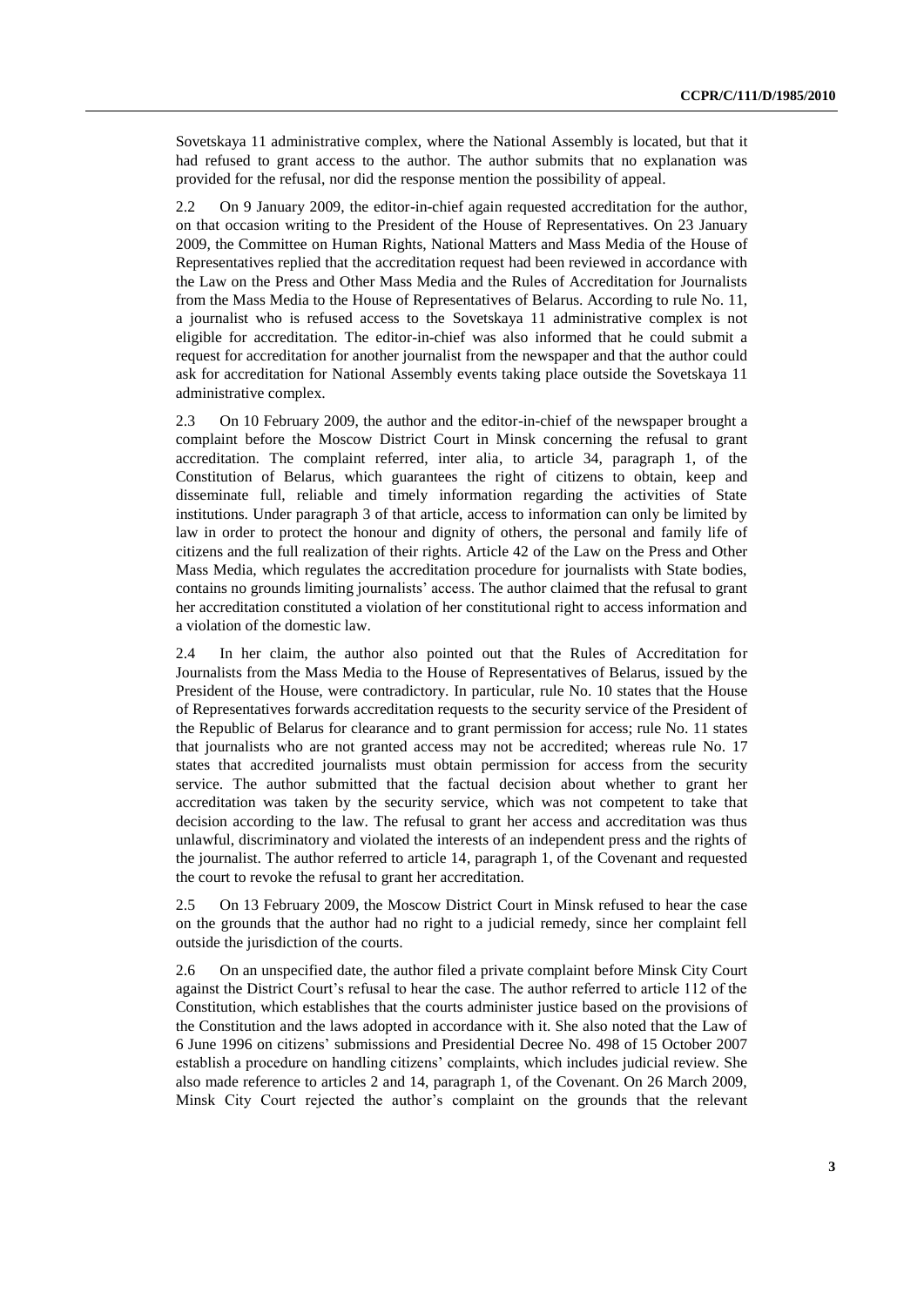Sovetskaya 11 administrative complex, where the National Assembly is located, but that it had refused to grant access to the author. The author submits that no explanation was provided for the refusal, nor did the response mention the possibility of appeal.

2.2 On 9 January 2009, the editor-in-chief again requested accreditation for the author, on that occasion writing to the President of the House of Representatives. On 23 January 2009, the Committee on Human Rights, National Matters and Mass Media of the House of Representatives replied that the accreditation request had been reviewed in accordance with the Law on the Press and Other Mass Media and the Rules of Accreditation for Journalists from the Mass Media to the House of Representatives of Belarus. According to rule No. 11, a journalist who is refused access to the Sovetskaya 11 administrative complex is not eligible for accreditation. The editor-in-chief was also informed that he could submit a request for accreditation for another journalist from the newspaper and that the author could ask for accreditation for National Assembly events taking place outside the Sovetskaya 11 administrative complex.

2.3 On 10 February 2009, the author and the editor-in-chief of the newspaper brought a complaint before the Moscow District Court in Minsk concerning the refusal to grant accreditation. The complaint referred, inter alia, to article 34, paragraph 1, of the Constitution of Belarus, which guarantees the right of citizens to obtain, keep and disseminate full, reliable and timely information regarding the activities of State institutions. Under paragraph 3 of that article, access to information can only be limited by law in order to protect the honour and dignity of others, the personal and family life of citizens and the full realization of their rights. Article 42 of the Law on the Press and Other Mass Media, which regulates the accreditation procedure for journalists with State bodies, contains no grounds limiting journalists' access. The author claimed that the refusal to grant her accreditation constituted a violation of her constitutional right to access information and a violation of the domestic law.

2.4 In her claim, the author also pointed out that the Rules of Accreditation for Journalists from the Mass Media to the House of Representatives of Belarus, issued by the President of the House, were contradictory. In particular, rule No. 10 states that the House of Representatives forwards accreditation requests to the security service of the President of the Republic of Belarus for clearance and to grant permission for access; rule No. 11 states that journalists who are not granted access may not be accredited; whereas rule No. 17 states that accredited journalists must obtain permission for access from the security service. The author submitted that the factual decision about whether to grant her accreditation was taken by the security service, which was not competent to take that decision according to the law. The refusal to grant her access and accreditation was thus unlawful, discriminatory and violated the interests of an independent press and the rights of the journalist. The author referred to article 14, paragraph 1, of the Covenant and requested the court to revoke the refusal to grant her accreditation.

2.5 On 13 February 2009, the Moscow District Court in Minsk refused to hear the case on the grounds that the author had no right to a judicial remedy, since her complaint fell outside the jurisdiction of the courts.

2.6 On an unspecified date, the author filed a private complaint before Minsk City Court against the District Court's refusal to hear the case. The author referred to article 112 of the Constitution, which establishes that the courts administer justice based on the provisions of the Constitution and the laws adopted in accordance with it. She also noted that the Law of 6 June 1996 on citizens' submissions and Presidential Decree No. 498 of 15 October 2007 establish a procedure on handling citizens' complaints, which includes judicial review. She also made reference to articles 2 and 14, paragraph 1, of the Covenant. On 26 March 2009, Minsk City Court rejected the author's complaint on the grounds that the relevant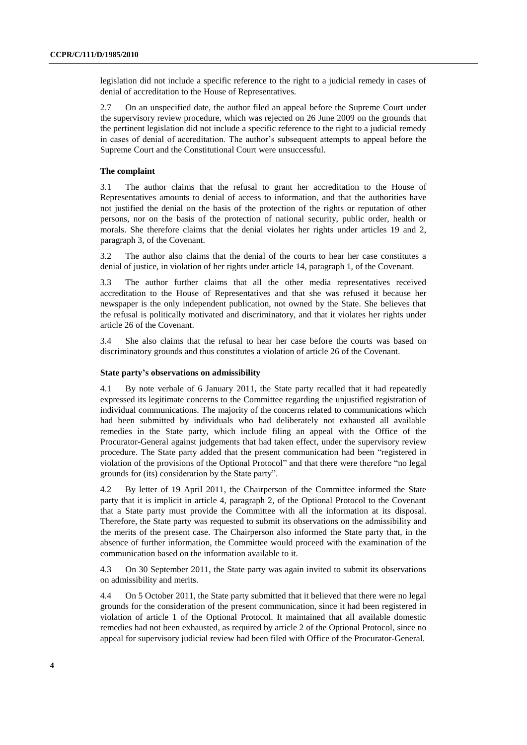legislation did not include a specific reference to the right to a judicial remedy in cases of denial of accreditation to the House of Representatives.

2.7 On an unspecified date, the author filed an appeal before the Supreme Court under the supervisory review procedure, which was rejected on 26 June 2009 on the grounds that the pertinent legislation did not include a specific reference to the right to a judicial remedy in cases of denial of accreditation. The author's subsequent attempts to appeal before the Supreme Court and the Constitutional Court were unsuccessful.

### The complaint

3.1 The author claims that the refusal to grant her accreditation to the House of Representatives amounts to denial of access to information, and that the authorities have not justified the denial on the basis of the protection of the rights or reputation of other persons, nor on the basis of the protection of national security, public order, health or morals. She therefore claims that the denial violates her rights under articles 19 and 2, paragraph 3, of the Covenant.

3.2 The author also claims that the denial of the courts to hear her case constitutes a denial of justice, in violation of her rights under article 14, paragraph 1, of the Covenant.

3.3 The author further claims that all the other media representatives received accreditation to the House of Representatives and that she was refused it because her newspaper is the only independent publication, not owned by the State. She believes that the refusal is politically motivated and discriminatory, and that it violates her rights under article 26 of the Covenant.

3.4 She also claims that the refusal to hear her case before the courts was based on discriminatory grounds and thus constitutes a violation of article 26 of the Covenant.

### State party's observations on admissibility

4.1 By note verbale of 6 January 2011, the State party recalled that it had repeatedly expressed its legitimate concerns to the Committee regarding the unjustified registration of individual communications. The majority of the concerns related to communications which had been submitted by individuals who had deliberately not exhausted all available remedies in the State party, which include filing an appeal with the Office of the Procurator-General against judgements that had taken effect, under the supervisory review procedure. The State party added that the present communication had been "registered in violation of the provisions of the Optional Protocol" and that there were therefore "no legal grounds for (its) consideration by the State party".

4.2 By letter of 19 April 2011, the Chairperson of the Committee informed the State party that it is implicit in article 4, paragraph 2, of the Optional Protocol to the Covenant that a State party must provide the Committee with all the information at its disposal. Therefore, the State party was requested to submit its observations on the admissibility and the merits of the present case. The Chairperson also informed the State party that, in the absence of further information, the Committee would proceed with the examination of the communication based on the information available to it.

4.3 On 30 September 2011, the State party was again invited to submit its observations on admissibility and merits.

4.4 On 5 October 2011, the State party submitted that it believed that there were no legal grounds for the consideration of the present communication, since it had been registered in violation of article 1 of the Optional Protocol. It maintained that all available domestic remedies had not been exhausted, as required by article 2 of the Optional Protocol, since no appeal for supervisory judicial review had been filed with Office of the Procurator-General.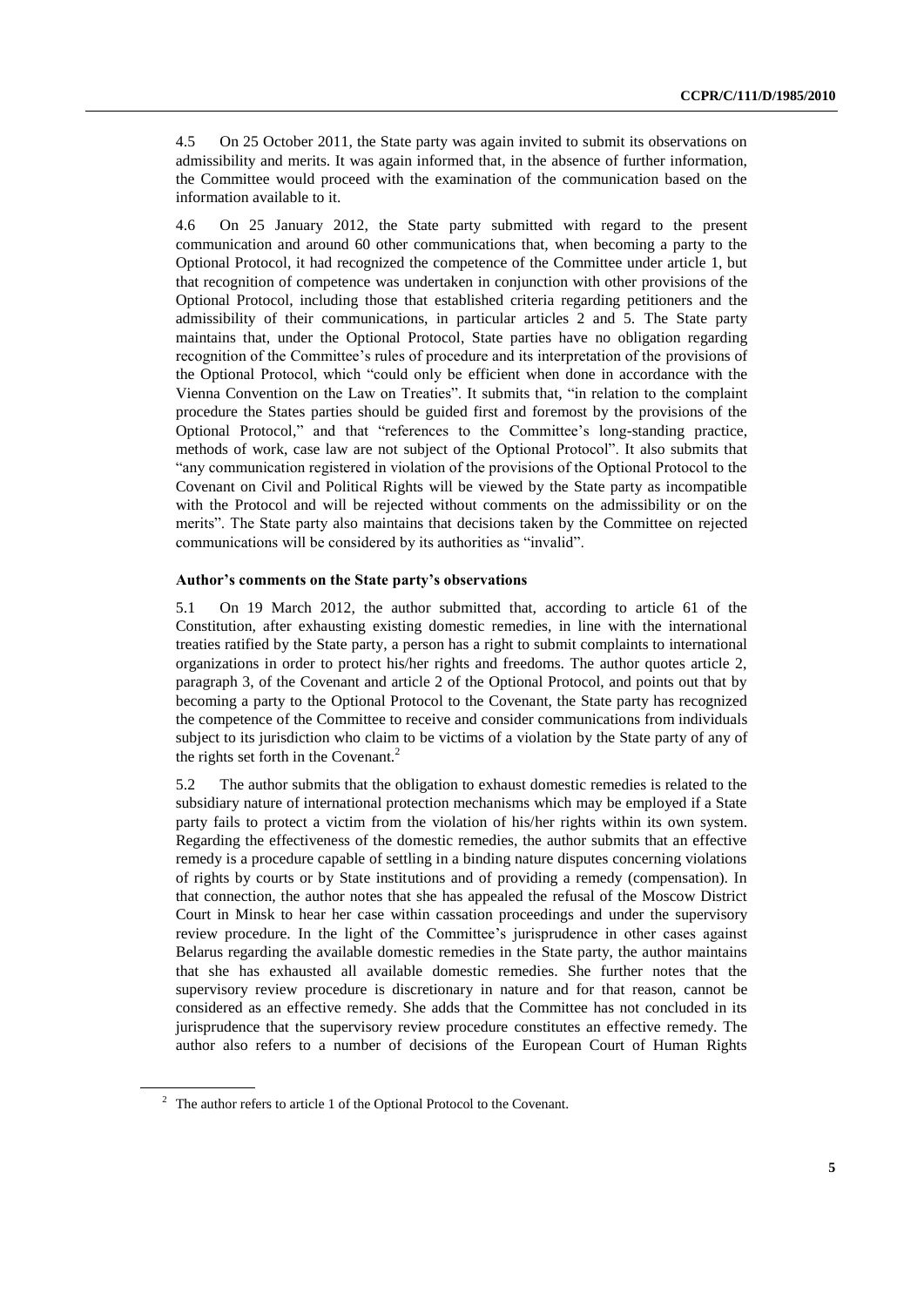4.5 On 25 October 2011, the State party was again invited to submit its observations on admissibility and merits. It was again informed that, in the absence of further information, the Committee would proceed with the examination of the communication based on the information available to it.

4.6 On 25 January 2012, the State party submitted with regard to the present communication and around 60 other communications that, when becoming a party to the Optional Protocol, it had recognized the competence of the Committee under article 1, but that recognition of competence was undertaken in conjunction with other provisions of the Optional Protocol, including those that established criteria regarding petitioners and the admissibility of their communications, in particular articles 2 and 5. The State party maintains that, under the Optional Protocol, State parties have no obligation regarding recognition of the Committee's rules of procedure and its interpretation of the provisions of the Optional Protocol, which "could only be efficient when done in accordance with the Vienna Convention on the Law on Treaties". It submits that, "in relation to the complaint procedure the States parties should be guided first and foremost by the provisions of the Optional Protocol," and that "references to the Committee's long-standing practice, methods of work, case law are not subject of the Optional Protocol". It also submits that "any communication registered in violation of the provisions of the Optional Protocol to the Covenant on Civil and Political Rights will be viewed by the State party as incompatible with the Protocol and will be rejected without comments on the admissibility or on the merits". The State party also maintains that decisions taken by the Committee on rejected communications will be considered by its authorities as "invalid".

#### Author's comments on the State party's observations

5.1 On 19 March 2012, the author submitted that, according to article 61 of the Constitution, after exhausting existing domestic remedies, in line with the international treaties ratified by the State party, a person has a right to submit complaints to international organizations in order to protect his/her rights and freedoms. The author quotes article 2, paragraph 3, of the Covenant and article 2 of the Optional Protocol, and points out that by becoming a party to the Optional Protocol to the Covenant, the State party has recognized the competence of the Committee to receive and consider communications from individuals subject to its jurisdiction who claim to be victims of a violation by the State party of any of the rights set forth in the Covenant.[2]

5.2 The author submits that the obligation to exhaust domestic remedies is related to the subsidiary nature of international protection mechanisms which may be employed if a State party fails to protect a victim from the violation of his/her rights within its own system. Regarding the effectiveness of the domestic remedies, the author submits that an effective remedy is a procedure capable of settling in a binding nature disputes concerning violations of rights by courts or by State institutions and of providing a remedy (compensation). In that connection, the author notes that she has appealed the refusal of the Moscow District Court in Minsk to hear her case within cassation proceedings and under the supervisory review procedure. In the light of the Committee's jurisprudence in other cases against Belarus regarding the available domestic remedies in the State party, the author maintains that she has exhausted all available domestic remedies. She further notes that the supervisory review procedure is discretionary in nature and for that reason, cannot be considered as an effective remedy. She adds that the Committee has not concluded in its jurisprudence that the supervisory review procedure constitutes an effective remedy. The author also refers to a number of decisions of the European Court of Human Rights

---

[2] The author refers to article 1 of the Optional Protocol to the Covenant.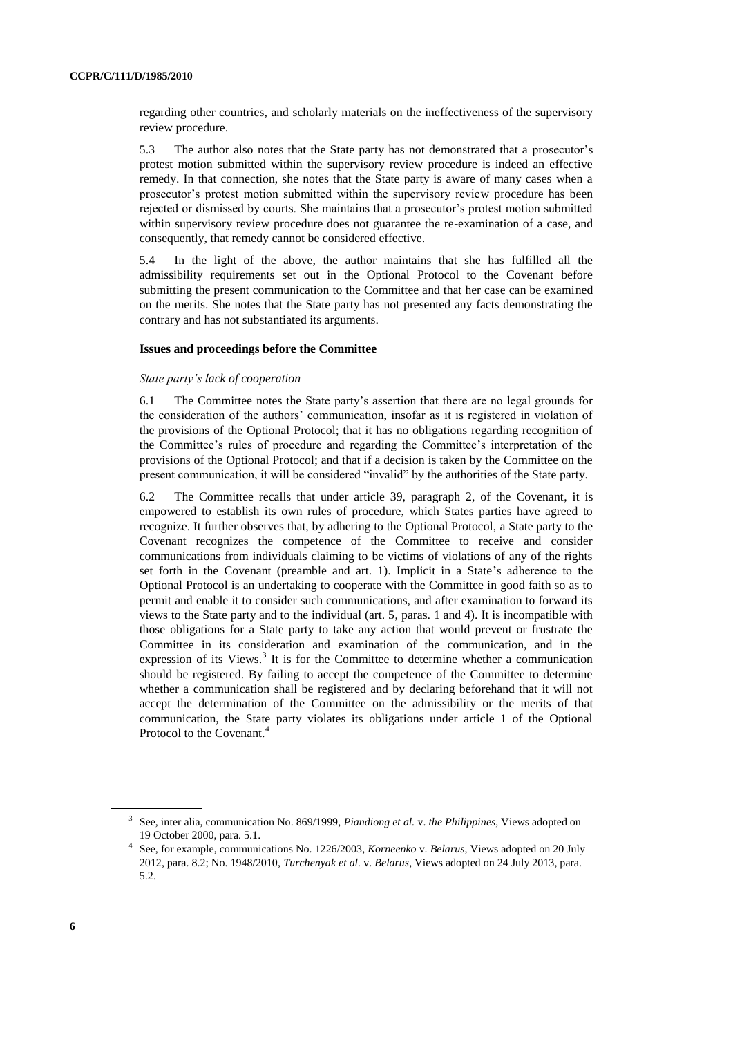regarding other countries, and scholarly materials on the ineffectiveness of the supervisory review procedure.

5.3 The author also notes that the State party has not demonstrated that a prosecutor's protest motion submitted within the supervisory review procedure is indeed an effective remedy. In that connection, she notes that the State party is aware of many cases when a prosecutor's protest motion submitted within the supervisory review procedure has been rejected or dismissed by courts. She maintains that a prosecutor's protest motion submitted within supervisory review procedure does not guarantee the re-examination of a case, and consequently, that remedy cannot be considered effective.

5.4 In the light of the above, the author maintains that she has fulfilled all the admissibility requirements set out in the Optional Protocol to the Covenant before submitting the present communication to the Committee and that her case can be examined on the merits. She notes that the State party has not presented any facts demonstrating the contrary and has not substantiated its arguments.

### Issues and proceedings before the Committee

*State party's lack of cooperation*

6.1 The Committee notes the State party's assertion that there are no legal grounds for the consideration of the authors' communication, insofar as it is registered in violation of the provisions of the Optional Protocol; that it has no obligations regarding recognition of the Committee's rules of procedure and regarding the Committee's interpretation of the provisions of the Optional Protocol; and that if a decision is taken by the Committee on the present communication, it will be considered "invalid" by the authorities of the State party.

6.2 The Committee recalls that under article 39, paragraph 2, of the Covenant, it is empowered to establish its own rules of procedure, which States parties have agreed to recognize. It further observes that, by adhering to the Optional Protocol, a State party to the Covenant recognizes the competence of the Committee to receive and consider communications from individuals claiming to be victims of violations of any of the rights set forth in the Covenant (preamble and art. 1). Implicit in a State's adherence to the Optional Protocol is an undertaking to cooperate with the Committee in good faith so as to permit and enable it to consider such communications, and after examination to forward its views to the State party and to the individual (art. 5, paras. 1 and 4). It is incompatible with those obligations for a State party to take any action that would prevent or frustrate the Committee in its consideration and examination of the communication, and in the expression of its Views.[3] It is for the Committee to determine whether a communication should be registered. By failing to accept the competence of the Committee to determine whether a communication shall be registered and by declaring beforehand that it will not accept the determination of the Committee on the admissibility or the merits of that communication, the State party violates its obligations under article 1 of the Optional Protocol to the Covenant.[4]

---

[3] See, inter alia, communication No. 869/1999, *Piandiong et al.* v. *the Philippines*, Views adopted on 19 October 2000, para. 5.1.

[4] See, for example, communications No. 1226/2003, *Korneenko* v. *Belarus*, Views adopted on 20 July 2012, para. 8.2; No. 1948/2010, *Turchenyak et al.* v. *Belarus*, Views adopted on 24 July 2013, para. 5.2.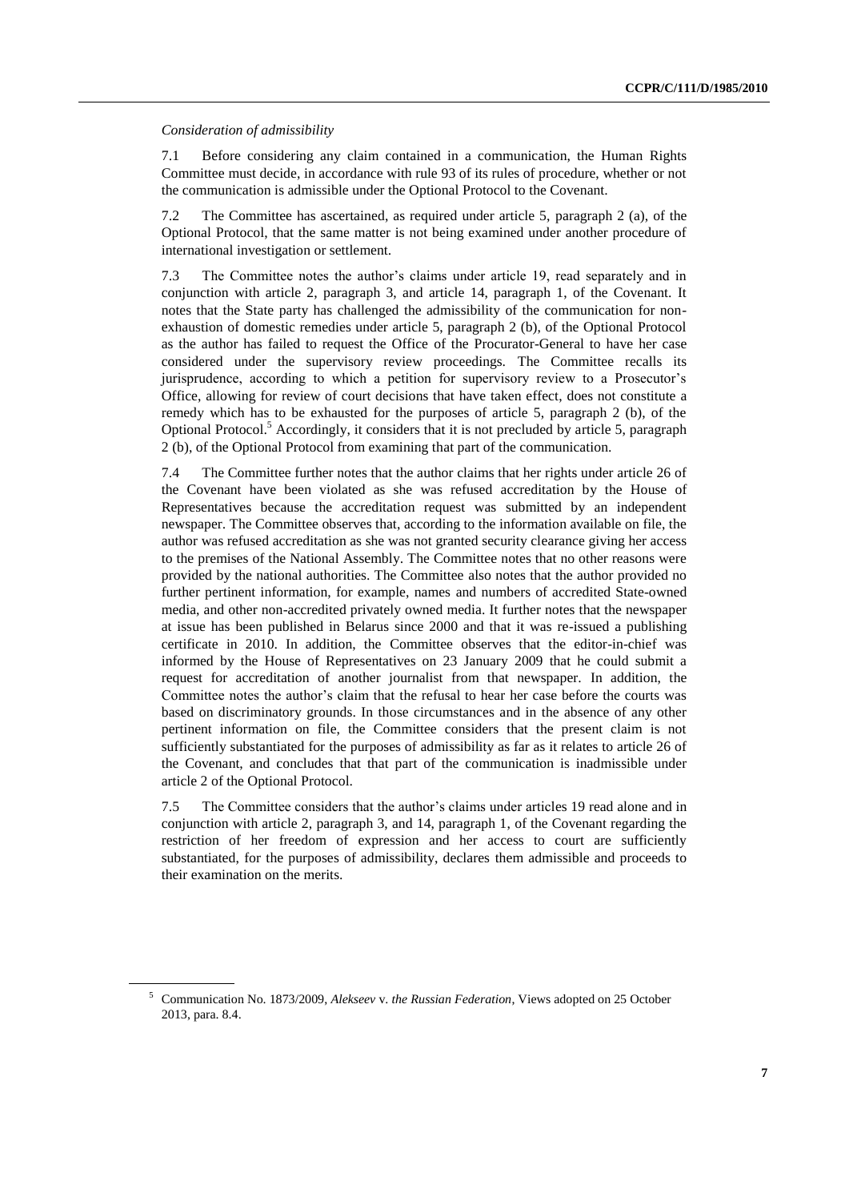*Consideration of admissibility*

7.1 Before considering any claim contained in a communication, the Human Rights Committee must decide, in accordance with rule 93 of its rules of procedure, whether or not the communication is admissible under the Optional Protocol to the Covenant.

7.2 The Committee has ascertained, as required under article 5, paragraph 2 (a), of the Optional Protocol, that the same matter is not being examined under another procedure of international investigation or settlement.

7.3 The Committee notes the author's claims under article 19, read separately and in conjunction with article 2, paragraph 3, and article 14, paragraph 1, of the Covenant. It notes that the State party has challenged the admissibility of the communication for non-exhaustion of domestic remedies under article 5, paragraph 2 (b), of the Optional Protocol as the author has failed to request the Office of the Procurator-General to have her case considered under the supervisory review proceedings. The Committee recalls its jurisprudence, according to which a petition for supervisory review to a Prosecutor's Office, allowing for review of court decisions that have taken effect, does not constitute a remedy which has to be exhausted for the purposes of article 5, paragraph 2 (b), of the Optional Protocol.[5] Accordingly, it considers that it is not precluded by article 5, paragraph 2 (b), of the Optional Protocol from examining that part of the communication.

7.4 The Committee further notes that the author claims that her rights under article 26 of the Covenant have been violated as she was refused accreditation by the House of Representatives because the accreditation request was submitted by an independent newspaper. The Committee observes that, according to the information available on file, the author was refused accreditation as she was not granted security clearance giving her access to the premises of the National Assembly. The Committee notes that no other reasons were provided by the national authorities. The Committee also notes that the author provided no further pertinent information, for example, names and numbers of accredited State-owned media, and other non-accredited privately owned media. It further notes that the newspaper at issue has been published in Belarus since 2000 and that it was re-issued a publishing certificate in 2010. In addition, the Committee observes that the editor-in-chief was informed by the House of Representatives on 23 January 2009 that he could submit a request for accreditation of another journalist from that newspaper. In addition, the Committee notes the author's claim that the refusal to hear her case before the courts was based on discriminatory grounds. In those circumstances and in the absence of any other pertinent information on file, the Committee considers that the present claim is not sufficiently substantiated for the purposes of admissibility as far as it relates to article 26 of the Covenant, and concludes that that part of the communication is inadmissible under article 2 of the Optional Protocol.

7.5 The Committee considers that the author's claims under articles 19 read alone and in conjunction with article 2, paragraph 3, and 14, paragraph 1, of the Covenant regarding the restriction of her freedom of expression and her access to court are sufficiently substantiated, for the purposes of admissibility, declares them admissible and proceeds to their examination on the merits.

[5] Communication No. 1873/2009, *Alekseev* v. *the Russian Federation*, Views adopted on 25 October 2013, para. 8.4.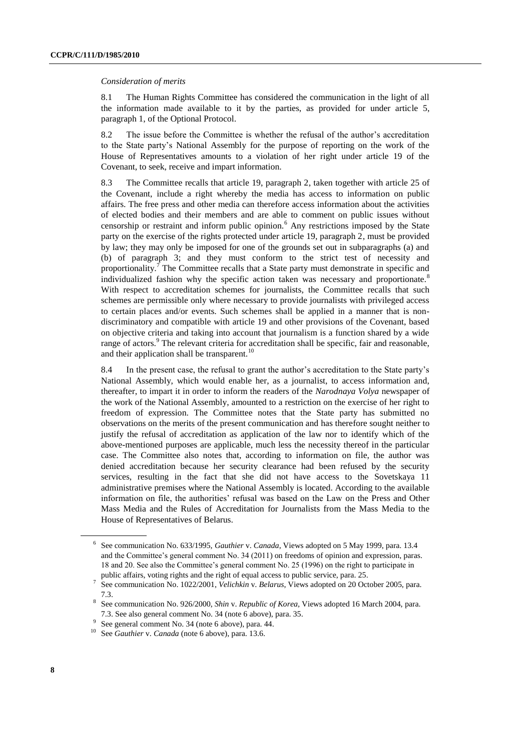*Consideration of merits*

8.1 The Human Rights Committee has considered the communication in the light of all the information made available to it by the parties, as provided for under article 5, paragraph 1, of the Optional Protocol.

8.2 The issue before the Committee is whether the refusal of the author's accreditation to the State party's National Assembly for the purpose of reporting on the work of the House of Representatives amounts to a violation of her right under article 19 of the Covenant, to seek, receive and impart information.

8.3 The Committee recalls that article 19, paragraph 2, taken together with article 25 of the Covenant, include a right whereby the media has access to information on public affairs. The free press and other media can therefore access information about the activities of elected bodies and their members and are able to comment on public issues without censorship or restraint and inform public opinion.[6] Any restrictions imposed by the State party on the exercise of the rights protected under article 19, paragraph 2, must be provided by law; they may only be imposed for one of the grounds set out in subparagraphs (a) and (b) of paragraph 3; and they must conform to the strict test of necessity and proportionality.[7] The Committee recalls that a State party must demonstrate in specific and individualized fashion why the specific action taken was necessary and proportionate.[8] With respect to accreditation schemes for journalists, the Committee recalls that such schemes are permissible only where necessary to provide journalists with privileged access to certain places and/or events. Such schemes shall be applied in a manner that is non-discriminatory and compatible with article 19 and other provisions of the Covenant, based on objective criteria and taking into account that journalism is a function shared by a wide range of actors.[9] The relevant criteria for accreditation shall be specific, fair and reasonable, and their application shall be transparent.[10]

8.4 In the present case, the refusal to grant the author's accreditation to the State party's National Assembly, which would enable her, as a journalist, to access information and, thereafter, to impart it in order to inform the readers of the *Narodnaya Volya* newspaper of the work of the National Assembly, amounted to a restriction on the exercise of her right to freedom of expression. The Committee notes that the State party has submitted no observations on the merits of the present communication and has therefore sought neither to justify the refusal of accreditation as application of the law nor to identify which of the above-mentioned purposes are applicable, much less the necessity thereof in the particular case. The Committee also notes that, according to information on file, the author was denied accreditation because her security clearance had been refused by the security services, resulting in the fact that she did not have access to the Sovetskaya 11 administrative premises where the National Assembly is located. According to the available information on file, the authorities' refusal was based on the Law on the Press and Other Mass Media and the Rules of Accreditation for Journalists from the Mass Media to the House of Representatives of Belarus.

---

[6] See communication No. 633/1995, *Gauthier* v. *Canada*, Views adopted on 5 May 1999, para. 13.4 and the Committee's general comment No. 34 (2011) on freedoms of opinion and expression, paras. 18 and 20. See also the Committee's general comment No. 25 (1996) on the right to participate in public affairs, voting rights and the right of equal access to public service, para. 25.

[7] See communication No. 1022/2001, *Velichkin* v. *Belarus*, Views adopted on 20 October 2005, para. 7.3.

[8] See communication No. 926/2000, *Shin* v. *Republic of Korea*, Views adopted 16 March 2004, para. 7.3. See also general comment No. 34 (note 6 above), para. 35.

[9] See general comment No. 34 (note 6 above), para. 44.

[10] See *Gauthier* v. *Canada* (note 6 above), para. 13.6.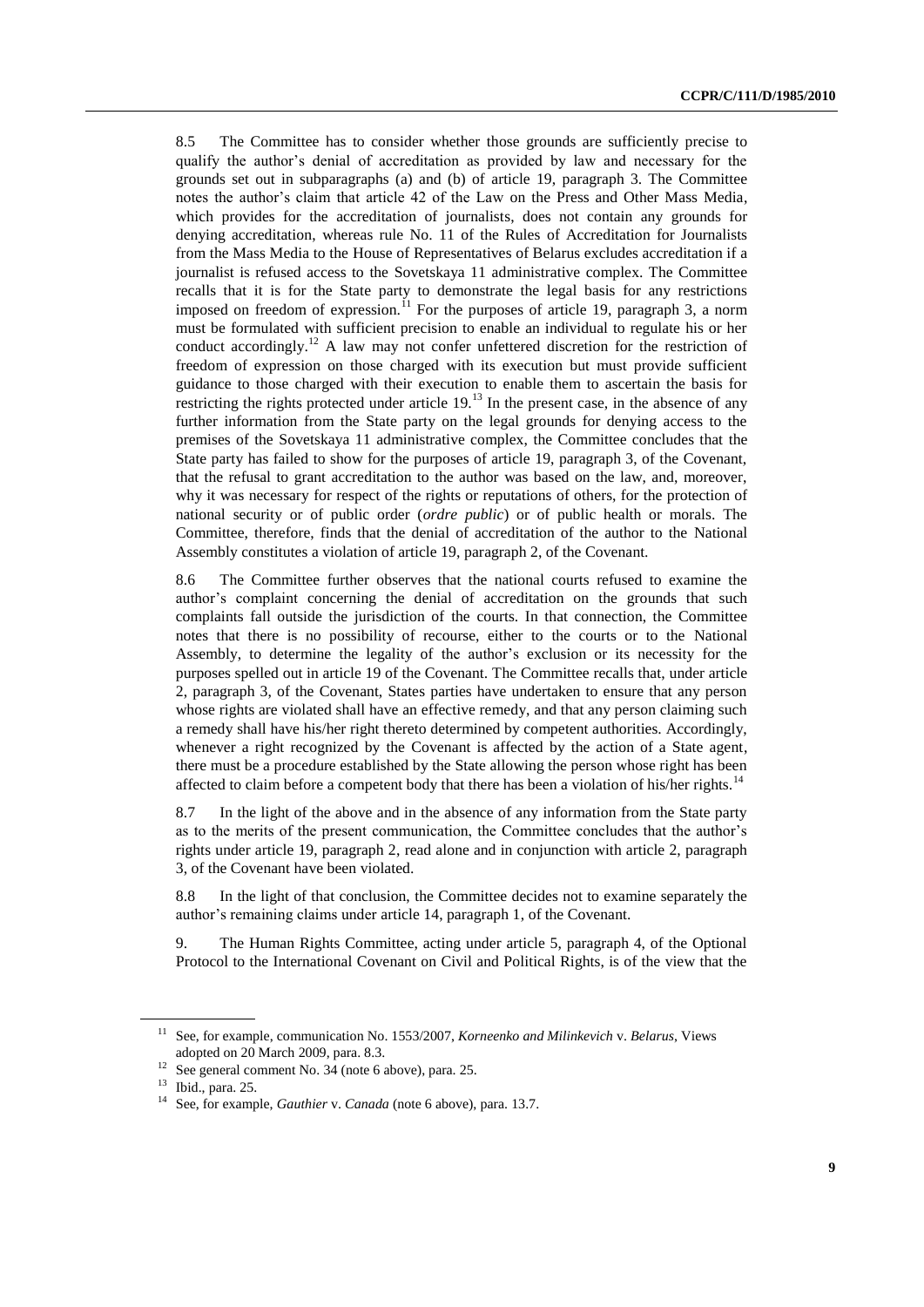8.5 The Committee has to consider whether those grounds are sufficiently precise to qualify the author's denial of accreditation as provided by law and necessary for the grounds set out in subparagraphs (a) and (b) of article 19, paragraph 3. The Committee notes the author's claim that article 42 of the Law on the Press and Other Mass Media, which provides for the accreditation of journalists, does not contain any grounds for denying accreditation, whereas rule No. 11 of the Rules of Accreditation for Journalists from the Mass Media to the House of Representatives of Belarus excludes accreditation if a journalist is refused access to the Sovetskaya 11 administrative complex. The Committee recalls that it is for the State party to demonstrate the legal basis for any restrictions imposed on freedom of expression.[11] For the purposes of article 19, paragraph 3, a norm must be formulated with sufficient precision to enable an individual to regulate his or her conduct accordingly.[12] A law may not confer unfettered discretion for the restriction of freedom of expression on those charged with its execution but must provide sufficient guidance to those charged with their execution to enable them to ascertain the basis for restricting the rights protected under article 19.[13] In the present case, in the absence of any further information from the State party on the legal grounds for denying access to the premises of the Sovetskaya 11 administrative complex, the Committee concludes that the State party has failed to show for the purposes of article 19, paragraph 3, of the Covenant, that the refusal to grant accreditation to the author was based on the law, and, moreover, why it was necessary for respect of the rights or reputations of others, for the protection of national security or of public order (*ordre public*) or of public health or morals. The Committee, therefore, finds that the denial of accreditation of the author to the National Assembly constitutes a violation of article 19, paragraph 2, of the Covenant.

8.6 The Committee further observes that the national courts refused to examine the author's complaint concerning the denial of accreditation on the grounds that such complaints fall outside the jurisdiction of the courts. In that connection, the Committee notes that there is no possibility of recourse, either to the courts or to the National Assembly, to determine the legality of the author's exclusion or its necessity for the purposes spelled out in article 19 of the Covenant. The Committee recalls that, under article 2, paragraph 3, of the Covenant, States parties have undertaken to ensure that any person whose rights are violated shall have an effective remedy, and that any person claiming such a remedy shall have his/her right thereto determined by competent authorities. Accordingly, whenever a right recognized by the Covenant is affected by the action of a State agent, there must be a procedure established by the State allowing the person whose right has been affected to claim before a competent body that there has been a violation of his/her rights.[14]

8.7 In the light of the above and in the absence of any information from the State party as to the merits of the present communication, the Committee concludes that the author's rights under article 19, paragraph 2, read alone and in conjunction with article 2, paragraph 3, of the Covenant have been violated.

8.8 In the light of that conclusion, the Committee decides not to examine separately the author's remaining claims under article 14, paragraph 1, of the Covenant.

9. The Human Rights Committee, acting under article 5, paragraph 4, of the Optional Protocol to the International Covenant on Civil and Political Rights, is of the view that the

---

[11] See, for example, communication No. 1553/2007, *Korneenko and Milinkevich* v. *Belarus*, Views adopted on 20 March 2009, para. 8.3.

[12] See general comment No. 34 (note 6 above), para. 25.

[13] Ibid., para. 25.

[14] See, for example, *Gauthier* v. *Canada* (note 6 above), para. 13.7.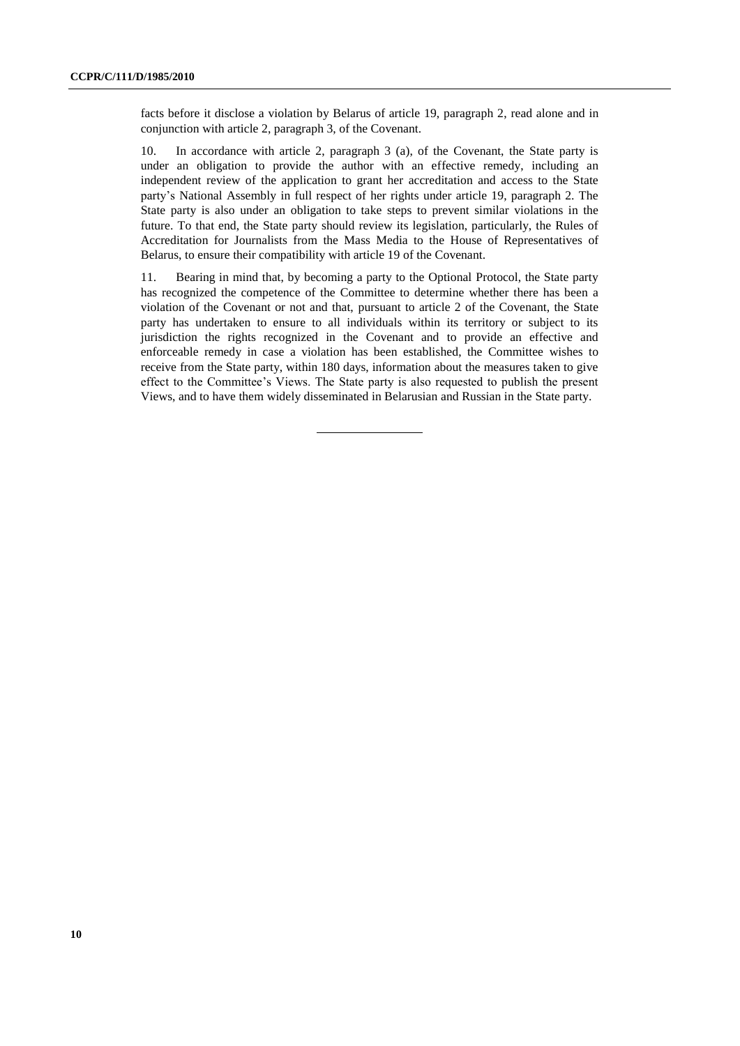facts before it disclose a violation by Belarus of article 19, paragraph 2, read alone and in conjunction with article 2, paragraph 3, of the Covenant.

10. In accordance with article 2, paragraph 3 (a), of the Covenant, the State party is under an obligation to provide the author with an effective remedy, including an independent review of the application to grant her accreditation and access to the State party's National Assembly in full respect of her rights under article 19, paragraph 2. The State party is also under an obligation to take steps to prevent similar violations in the future. To that end, the State party should review its legislation, particularly, the Rules of Accreditation for Journalists from the Mass Media to the House of Representatives of Belarus, to ensure their compatibility with article 19 of the Covenant.

11. Bearing in mind that, by becoming a party to the Optional Protocol, the State party has recognized the competence of the Committee to determine whether there has been a violation of the Covenant or not and that, pursuant to article 2 of the Covenant, the State party has undertaken to ensure to all individuals within its territory or subject to its jurisdiction the rights recognized in the Covenant and to provide an effective and enforceable remedy in case a violation has been established, the Committee wishes to receive from the State party, within 180 days, information about the measures taken to give effect to the Committee's Views. The State party is also requested to publish the present Views, and to have them widely disseminated in Belarusian and Russian in the State party.